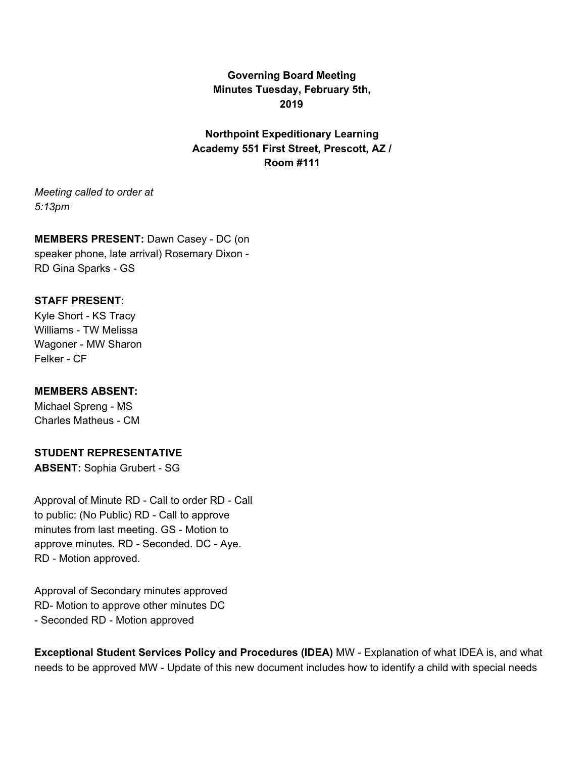**Governing Board Meeting Minutes Tuesday, February 5th, 2019**

**Northpoint Expeditionary Learning Academy 551 First Street, Prescott, AZ / Room #111**

*Meeting called to order at 5:13pm*

**MEMBERS PRESENT:** Dawn Casey - DC (on speaker phone, late arrival) Rosemary Dixon - RD Gina Sparks - GS

**STAFF PRESENT:**
Kyle Short - KS Tracy Williams - TW Melissa Wagoner - MW Sharon Felker - CF

**MEMBERS ABSENT:**
Michael Spreng - MS
Charles Matheus - CM

**STUDENT REPRESENTATIVE ABSENT:** Sophia Grubert - SG

Approval of Minute RD - Call to order RD - Call to public: (No Public) RD - Call to approve minutes from last meeting. GS - Motion to approve minutes. RD - Seconded. DC - Aye. RD - Motion approved.

Approval of Secondary minutes approved RD- Motion to approve other minutes DC - Seconded RD - Motion approved

**Exceptional Student Services Policy and Procedures (IDEA)** MW - Explanation of what IDEA is, and what needs to be approved MW - Update of this new document includes how to identify a child with special needs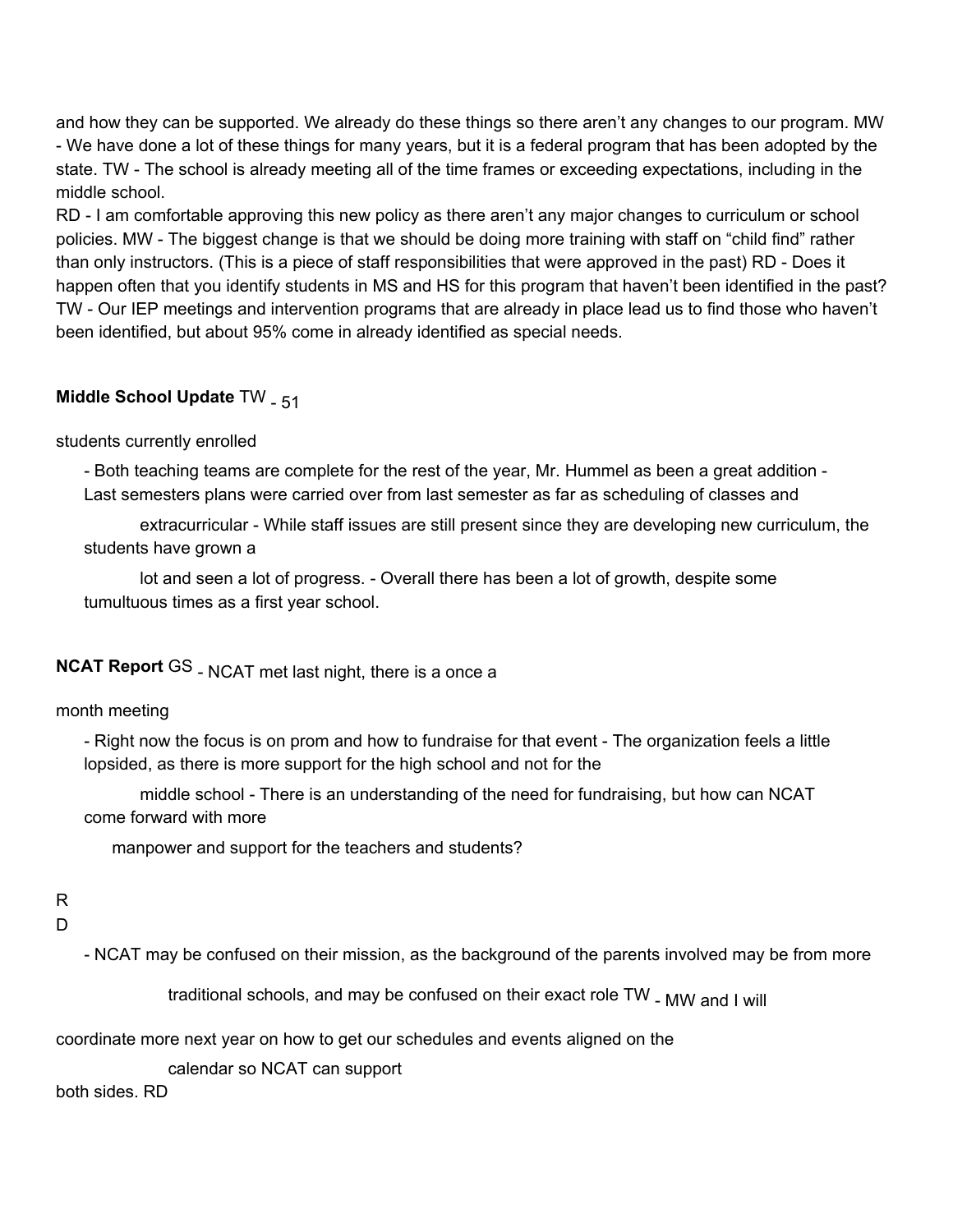and how they can be supported. We already do these things so there aren't any changes to our program. MW - We have done a lot of these things for many years, but it is a federal program that has been adopted by the state. TW - The school is already meeting all of the time frames or exceeding expectations, including in the middle school.
RD - I am comfortable approving this new policy as there aren't any major changes to curriculum or school policies. MW - The biggest change is that we should be doing more training with staff on "child find" rather than only instructors. (This is a piece of staff responsibilities that were approved in the past) RD - Does it happen often that you identify students in MS and HS for this program that haven't been identified in the past? TW - Our IEP meetings and intervention programs that are already in place lead us to find those who haven't been identified, but about 95% come in already identified as special needs.

**Middle School Update** TW - 51 students currently enrolled

- Both teaching teams are complete for the rest of the year, Mr. Hummel as been a great addition
- Last semesters plans were carried over from last semester as far as scheduling of classes and extracurricular
- While staff issues are still present since they are developing new curriculum, the students have grown a lot and seen a lot of progress.
- Overall there has been a lot of growth, despite some tumultuous times as a first year school.

**NCAT Report** GS - NCAT met last night, there is a once a month meeting

- Right now the focus is on prom and how to fundraise for that event
- The organization feels a little lopsided, as there is more support for the high school and not for the middle school
- There is an understanding of the need for fundraising, but how can NCAT come forward with more manpower and support for the teachers and students?

RD

- NCAT may be confused on their mission, as the background of the parents involved may be from more traditional schools, and may be confused on their exact role TW - MW and I will coordinate more next year on how to get our schedules and events aligned on the calendar so NCAT can support both sides. RD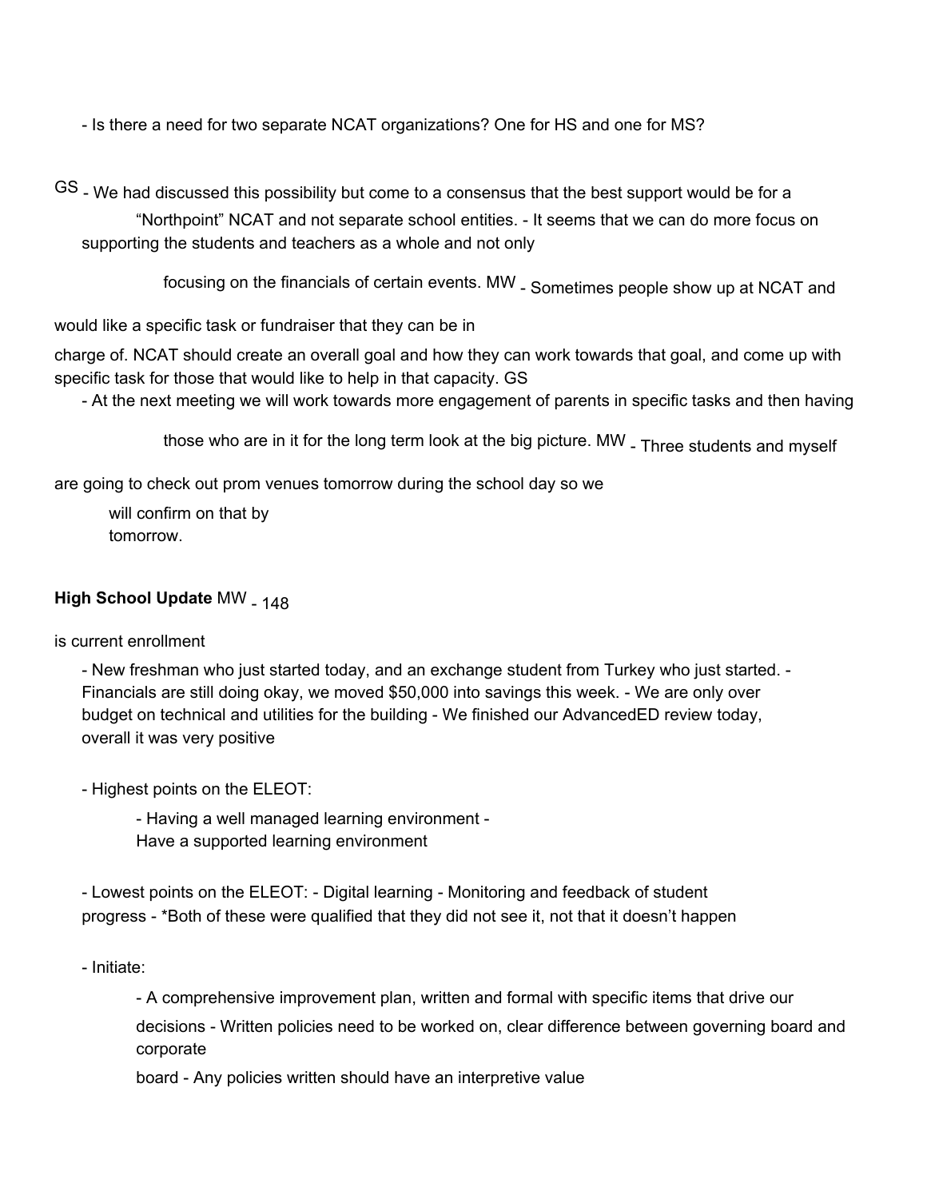- Is there a need for two separate NCAT organizations? One for HS and one for MS?

GS - We had discussed this possibility but come to a consensus that the best support would be for a "Northpoint" NCAT and not separate school entities. - It seems that we can do more focus on supporting the students and teachers as a whole and not only focusing on the financials of certain events. MW - Sometimes people show up at NCAT and would like a specific task or fundraiser that they can be in charge of. NCAT should create an overall goal and how they can work towards that goal, and come up with specific task for those that would like to help in that capacity. GS

- At the next meeting we will work towards more engagement of parents in specific tasks and then having those who are in it for the long term look at the big picture. MW - Three students and myself are going to check out prom venues tomorrow during the school day so we will confirm on that by tomorrow.

**High School Update** MW - 148 is current enrollment

- New freshman who just started today, and an exchange student from Turkey who just started. - Financials are still doing okay, we moved $50,000 into savings this week. - We are only over budget on technical and utilities for the building - We finished our AdvancedED review today, overall it was very positive

- Highest points on the ELEOT:
  - Having a well managed learning environment - Have a supported learning environment

- Lowest points on the ELEOT: - Digital learning - Monitoring and feedback of student progress - *Both of these were qualified that they did not see it, not that it doesn't happen

- Initiate:
  - A comprehensive improvement plan, written and formal with specific items that drive our decisions - Written policies need to be worked on, clear difference between governing board and corporate board - Any policies written should have an interpretive value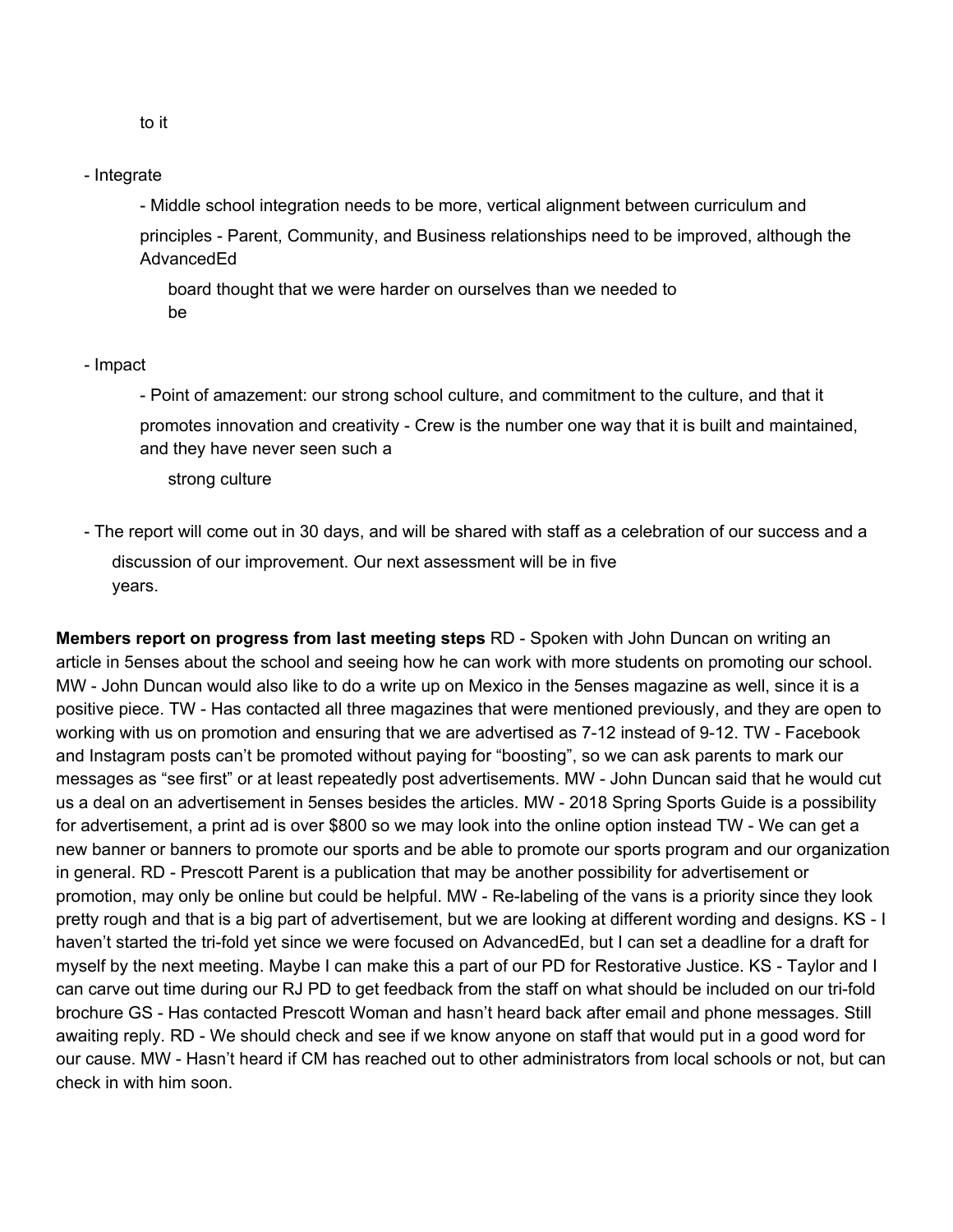to it

- Integrate
    - Middle school integration needs to be more, vertical alignment between curriculum and principles - Parent, Community, and Business relationships need to be improved, although the AdvancedEd board thought that we were harder on ourselves than we needed to be

- Impact
    - Point of amazement: our strong school culture, and commitment to the culture, and that it promotes innovation and creativity - Crew is the number one way that it is built and maintained, and they have never seen such a strong culture

- The report will come out in 30 days, and will be shared with staff as a celebration of our success and a discussion of our improvement. Our next assessment will be in five years.

**Members report on progress from last meeting steps** RD - Spoken with John Duncan on writing an article in 5enses about the school and seeing how he can work with more students on promoting our school. MW - John Duncan would also like to do a write up on Mexico in the 5enses magazine as well, since it is a positive piece. TW - Has contacted all three magazines that were mentioned previously, and they are open to working with us on promotion and ensuring that we are advertised as 7-12 instead of 9-12. TW - Facebook and Instagram posts can't be promoted without paying for "boosting", so we can ask parents to mark our messages as "see first" or at least repeatedly post advertisements. MW - John Duncan said that he would cut us a deal on an advertisement in 5enses besides the articles. MW - 2018 Spring Sports Guide is a possibility for advertisement, a print ad is over $800 so we may look into the online option instead TW - We can get a new banner or banners to promote our sports and be able to promote our sports program and our organization in general. RD - Prescott Parent is a publication that may be another possibility for advertisement or promotion, may only be online but could be helpful. MW - Re-labeling of the vans is a priority since they look pretty rough and that is a big part of advertisement, but we are looking at different wording and designs. KS - I haven't started the tri-fold yet since we were focused on AdvancedEd, but I can set a deadline for a draft for myself by the next meeting. Maybe I can make this a part of our PD for Restorative Justice. KS - Taylor and I can carve out time during our RJ PD to get feedback from the staff on what should be included on our tri-fold brochure GS - Has contacted Prescott Woman and hasn't heard back after email and phone messages. Still awaiting reply. RD - We should check and see if we know anyone on staff that would put in a good word for our cause. MW - Hasn't heard if CM has reached out to other administrators from local schools or not, but can check in with him soon.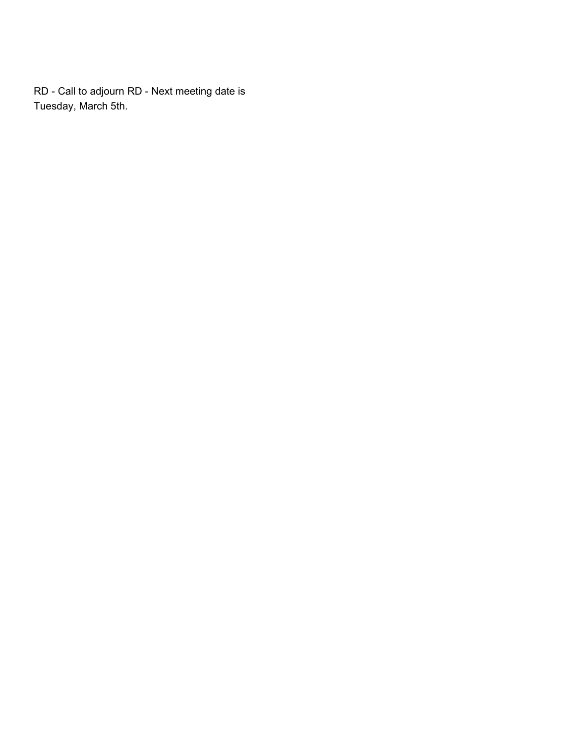RD - Call to adjourn RD - Next meeting date is Tuesday, March 5th.